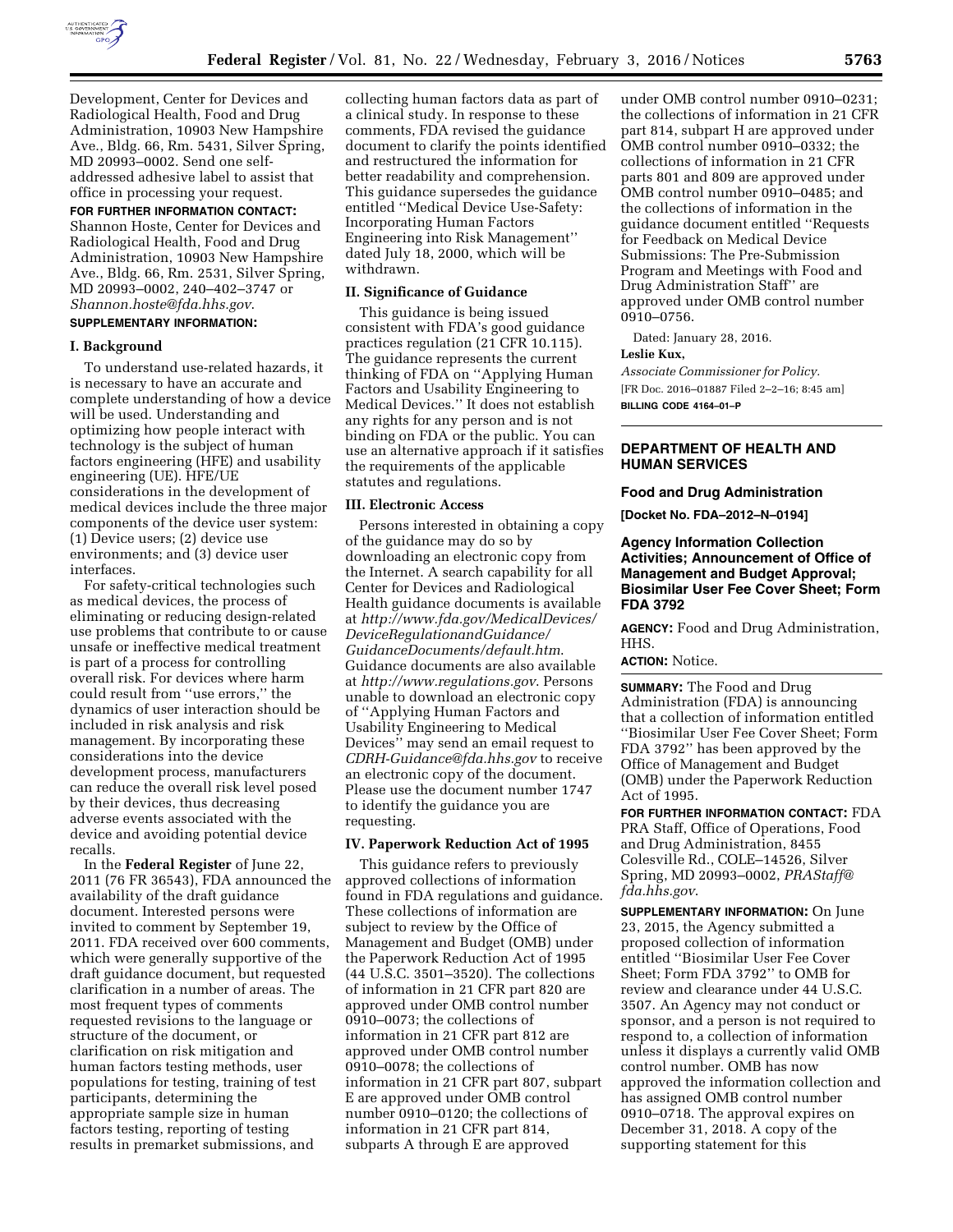Development, Center for Devices and Radiological Health, Food and Drug Administration, 10903 New Hampshire Ave., Bldg. 66, Rm. 5431, Silver Spring, MD 20993–0002. Send one self-addressed adhesive label to assist that office in processing your request.

**FOR FURTHER INFORMATION CONTACT:** Shannon Hoste, Center for Devices and Radiological Health, Food and Drug Administration, 10903 New Hampshire Ave., Bldg. 66, Rm. 2531, Silver Spring, MD 20993–0002, 240–402–3747 or *Shannon.hoste@fda.hhs.gov*.

**SUPPLEMENTARY INFORMATION:**

## I. Background

To understand use-related hazards, it is necessary to have an accurate and complete understanding of how a device will be used. Understanding and optimizing how people interact with technology is the subject of human factors engineering (HFE) and usability engineering (UE). HFE/UE considerations in the development of medical devices include the three major components of the device user system: (1) Device users; (2) device use environments; and (3) device user interfaces.

For safety-critical technologies such as medical devices, the process of eliminating or reducing design-related use problems that contribute to or cause unsafe or ineffective medical treatment is part of a process for controlling overall risk. For devices where harm could result from ''use errors,'' the dynamics of user interaction should be included in risk analysis and risk management. By incorporating these considerations into the device development process, manufacturers can reduce the overall risk level posed by their devices, thus decreasing adverse events associated with the device and avoiding potential device recalls.

In the **Federal Register** of June 22, 2011 (76 FR 36543), FDA announced the availability of the draft guidance document. Interested persons were invited to comment by September 19, 2011. FDA received over 600 comments, which were generally supportive of the draft guidance document, but requested clarification in a number of areas. The most frequent types of comments requested revisions to the language or structure of the document, or clarification on risk mitigation and human factors testing methods, user populations for testing, training of test participants, determining the appropriate sample size in human factors testing, reporting of testing results in premarket submissions, and collecting human factors data as part of a clinical study. In response to these comments, FDA revised the guidance document to clarify the points identified and restructured the information for better readability and comprehension. This guidance supersedes the guidance entitled ''Medical Device Use-Safety: Incorporating Human Factors Engineering into Risk Management'' dated July 18, 2000, which will be withdrawn.

## II. Significance of Guidance

This guidance is being issued consistent with FDA's good guidance practices regulation (21 CFR 10.115). The guidance represents the current thinking of FDA on ''Applying Human Factors and Usability Engineering to Medical Devices.'' It does not establish any rights for any person and is not binding on FDA or the public. You can use an alternative approach if it satisfies the requirements of the applicable statutes and regulations.

## III. Electronic Access

Persons interested in obtaining a copy of the guidance may do so by downloading an electronic copy from the Internet. A search capability for all Center for Devices and Radiological Health guidance documents is available at *http://www.fda.gov/MedicalDevices/DeviceRegulationandGuidance/GuidanceDocuments/default.htm*. Guidance documents are also available at *http://www.regulations.gov*. Persons unable to download an electronic copy of ''Applying Human Factors and Usability Engineering to Medical Devices'' may send an email request to *CDRH-Guidance@fda.hhs.gov* to receive an electronic copy of the document. Please use the document number 1747 to identify the guidance you are requesting.

## IV. Paperwork Reduction Act of 1995

This guidance refers to previously approved collections of information found in FDA regulations and guidance. These collections of information are subject to review by the Office of Management and Budget (OMB) under the Paperwork Reduction Act of 1995 (44 U.S.C. 3501–3520). The collections of information in 21 CFR part 820 are approved under OMB control number 0910–0073; the collections of information in 21 CFR part 812 are approved under OMB control number 0910–0078; the collections of information in 21 CFR part 807, subpart E are approved under OMB control number 0910–0120; the collections of information in 21 CFR part 814, subparts A through E are approved under OMB control number 0910–0231; the collections of information in 21 CFR part 814, subpart H are approved under OMB control number 0910–0332; the collections of information in 21 CFR parts 801 and 809 are approved under OMB control number 0910–0485; and the collections of information in the guidance document entitled ''Requests for Feedback on Medical Device Submissions: The Pre-Submission Program and Meetings with Food and Drug Administration Staff'' are approved under OMB control number 0910–0756.

Dated: January 28, 2016.

**Leslie Kux,**

*Associate Commissioner for Policy.*

[FR Doc. 2016–01887 Filed 2–2–16; 8:45 am]

**BILLING CODE 4164–01–P**

---

# DEPARTMENT OF HEALTH AND HUMAN SERVICES

## Food and Drug Administration

**[Docket No. FDA–2012–N–0194]**

## Agency Information Collection Activities; Announcement of Office of Management and Budget Approval; Biosimilar User Fee Cover Sheet; Form FDA 3792

**AGENCY:** Food and Drug Administration, HHS.

**ACTION:** Notice.

**SUMMARY:** The Food and Drug Administration (FDA) is announcing that a collection of information entitled ''Biosimilar User Fee Cover Sheet; Form FDA 3792'' has been approved by the Office of Management and Budget (OMB) under the Paperwork Reduction Act of 1995.

**FOR FURTHER INFORMATION CONTACT:** FDA PRA Staff, Office of Operations, Food and Drug Administration, 8455 Colesville Rd., COLE–14526, Silver Spring, MD 20993–0002, *PRAStaff@fda.hhs.gov*.

**SUPPLEMENTARY INFORMATION:** On June 23, 2015, the Agency submitted a proposed collection of information entitled ''Biosimilar User Fee Cover Sheet; Form FDA 3792'' to OMB for review and clearance under 44 U.S.C. 3507. An Agency may not conduct or sponsor, and a person is not required to respond to, a collection of information unless it displays a currently valid OMB control number. OMB has now approved the information collection and has assigned OMB control number 0910–0718. The approval expires on December 31, 2018. A copy of the supporting statement for this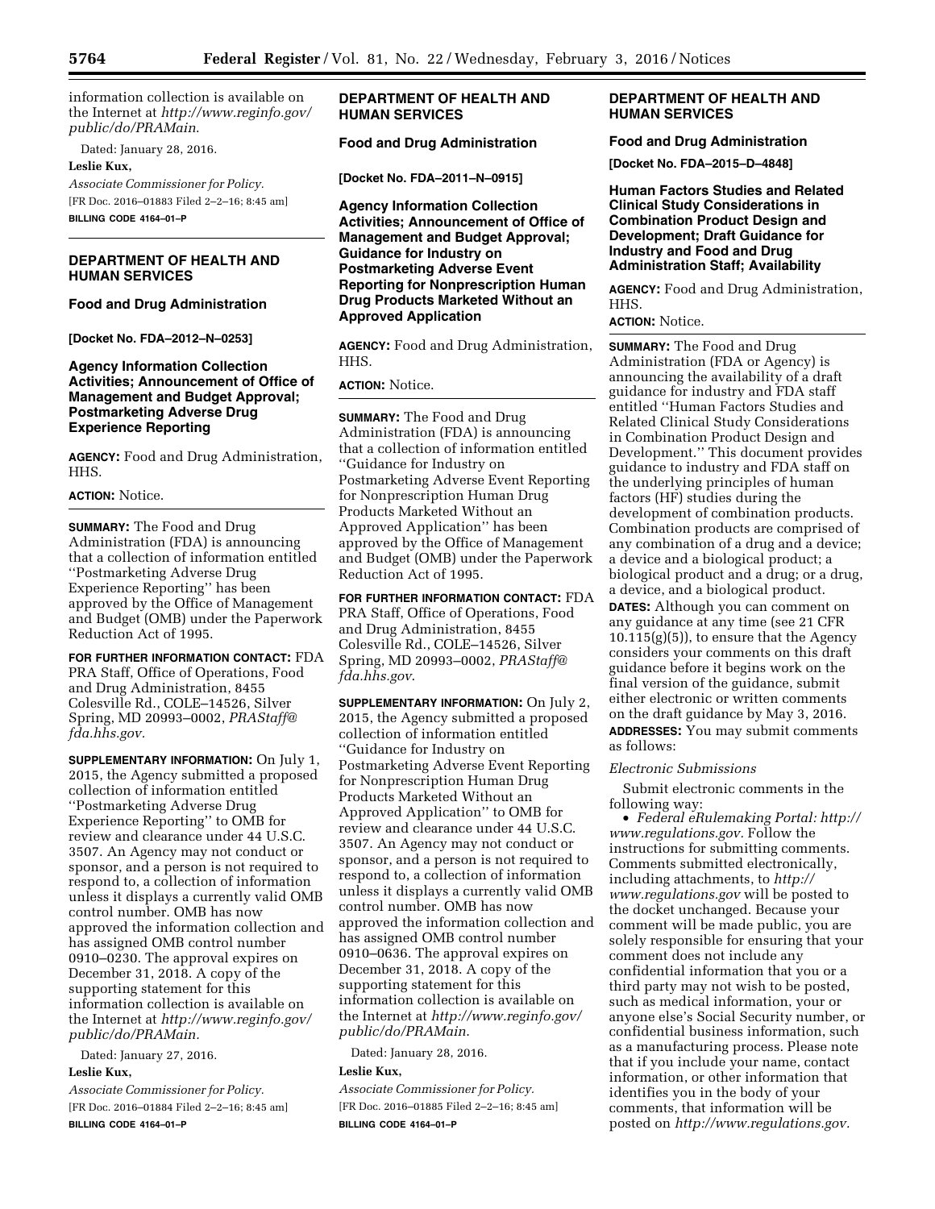information collection is available on the Internet at *http://www.reginfo.gov/public/do/PRAMain*.

Dated: January 28, 2016.

**Leslie Kux,**

*Associate Commissioner for Policy.*

[FR Doc. 2016–01883 Filed 2–2–16; 8:45 am]

**BILLING CODE 4164–01–P**

## DEPARTMENT OF HEALTH AND HUMAN SERVICES

### Food and Drug Administration

**[Docket No. FDA–2012–N–0253]**

### Agency Information Collection Activities; Announcement of Office of Management and Budget Approval; Postmarketing Adverse Drug Experience Reporting

**AGENCY:** Food and Drug Administration, HHS.

**ACTION:** Notice.

**SUMMARY:** The Food and Drug Administration (FDA) is announcing that a collection of information entitled ''Postmarketing Adverse Drug Experience Reporting'' has been approved by the Office of Management and Budget (OMB) under the Paperwork Reduction Act of 1995.

**FOR FURTHER INFORMATION CONTACT:** FDA PRA Staff, Office of Operations, Food and Drug Administration, 8455 Colesville Rd., COLE–14526, Silver Spring, MD 20993–0002, *PRAStaff@fda.hhs.gov.*

**SUPPLEMENTARY INFORMATION:** On July 1, 2015, the Agency submitted a proposed collection of information entitled ''Postmarketing Adverse Drug Experience Reporting'' to OMB for review and clearance under 44 U.S.C. 3507. An Agency may not conduct or sponsor, and a person is not required to respond to, a collection of information unless it displays a currently valid OMB control number. OMB has now approved the information collection and has assigned OMB control number 0910–0230. The approval expires on December 31, 2018. A copy of the supporting statement for this information collection is available on the Internet at *http://www.reginfo.gov/public/do/PRAMain.*

Dated: January 27, 2016.

**Leslie Kux,**

*Associate Commissioner for Policy.*

[FR Doc. 2016–01884 Filed 2–2–16; 8:45 am]

**BILLING CODE 4164–01–P**

## DEPARTMENT OF HEALTH AND HUMAN SERVICES

### Food and Drug Administration

**[Docket No. FDA–2011–N–0915]**

### Agency Information Collection Activities; Announcement of Office of Management and Budget Approval; Guidance for Industry on Postmarketing Adverse Event Reporting for Nonprescription Human Drug Products Marketed Without an Approved Application

**AGENCY:** Food and Drug Administration, HHS.

**ACTION:** Notice.

**SUMMARY:** The Food and Drug Administration (FDA) is announcing that a collection of information entitled ''Guidance for Industry on Postmarketing Adverse Event Reporting for Nonprescription Human Drug Products Marketed Without an Approved Application'' has been approved by the Office of Management and Budget (OMB) under the Paperwork Reduction Act of 1995.

**FOR FURTHER INFORMATION CONTACT:** FDA PRA Staff, Office of Operations, Food and Drug Administration, 8455 Colesville Rd., COLE–14526, Silver Spring, MD 20993–0002, *PRAStaff@fda.hhs.gov*.

**SUPPLEMENTARY INFORMATION:** On July 2, 2015, the Agency submitted a proposed collection of information entitled ''Guidance for Industry on Postmarketing Adverse Event Reporting for Nonprescription Human Drug Products Marketed Without an Approved Application'' to OMB for review and clearance under 44 U.S.C. 3507. An Agency may not conduct or sponsor, and a person is not required to respond to, a collection of information unless it displays a currently valid OMB control number. OMB has now approved the information collection and has assigned OMB control number 0910–0636. The approval expires on December 31, 2018. A copy of the supporting statement for this information collection is available on the Internet at *http://www.reginfo.gov/public/do/PRAMain*.

Dated: January 28, 2016.

**Leslie Kux,**

*Associate Commissioner for Policy.*

[FR Doc. 2016–01885 Filed 2–2–16; 8:45 am]

**BILLING CODE 4164–01–P**

## DEPARTMENT OF HEALTH AND HUMAN SERVICES

### Food and Drug Administration

**[Docket No. FDA–2015–D–4848]**

### Human Factors Studies and Related Clinical Study Considerations in Combination Product Design and Development; Draft Guidance for Industry and Food and Drug Administration Staff; Availability

**AGENCY:** Food and Drug Administration, HHS.

**ACTION:** Notice.

**SUMMARY:** The Food and Drug Administration (FDA or Agency) is announcing the availability of a draft guidance for industry and FDA staff entitled ''Human Factors Studies and Related Clinical Study Considerations in Combination Product Design and Development.'' This document provides guidance to industry and FDA staff on the underlying principles of human factors (HF) studies during the development of combination products. Combination products are comprised of any combination of a drug and a device; a device and a biological product; a biological product and a drug; or a drug, a device, and a biological product.

**DATES:** Although you can comment on any guidance at any time (see 21 CFR 10.115(g)(5)), to ensure that the Agency considers your comments on this draft guidance before it begins work on the final version of the guidance, submit either electronic or written comments on the draft guidance by May 3, 2016.

**ADDRESSES:** You may submit comments as follows:

*Electronic Submissions*

Submit electronic comments in the following way:

- *Federal eRulemaking Portal: http://www.regulations.gov.* Follow the instructions for submitting comments. Comments submitted electronically, including attachments, to *http://www.regulations.gov* will be posted to the docket unchanged. Because your comment will be made public, you are solely responsible for ensuring that your comment does not include any confidential information that you or a third party may not wish to be posted, such as medical information, your or anyone else's Social Security number, or confidential business information, such as a manufacturing process. Please note that if you include your name, contact information, or other information that identifies you in the body of your comments, that information will be posted on *http://www.regulations.gov.*